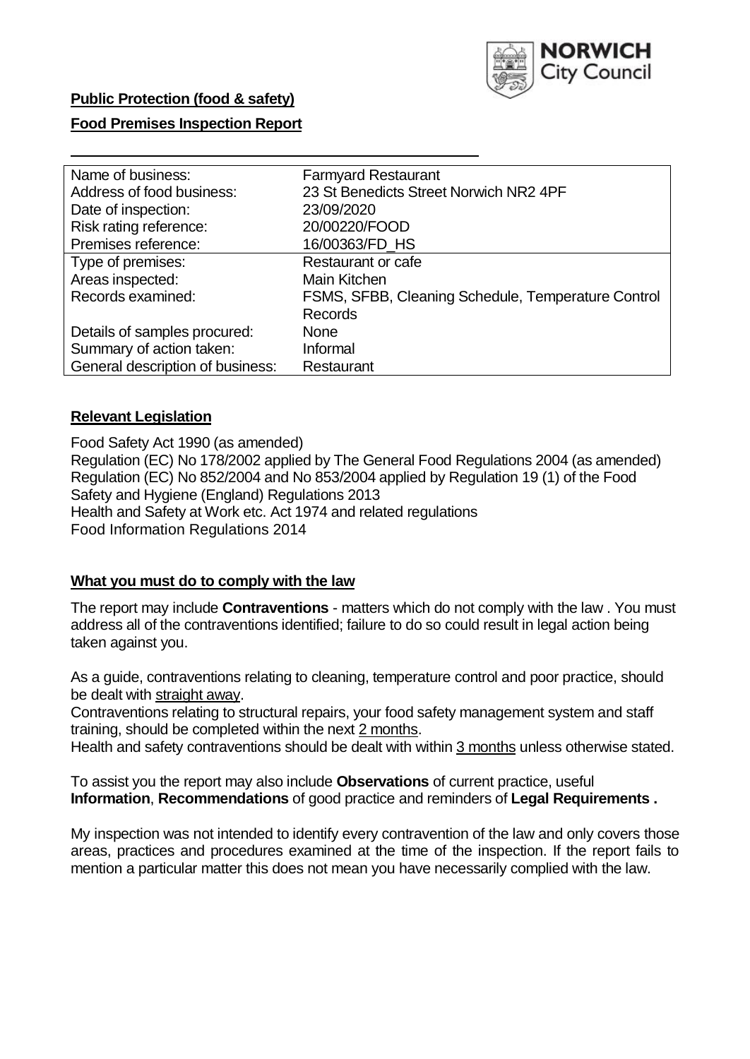**Public Protection (food & safety)**

**Food Premises Inspection Report**

| | |
|---|---|
| Name of business: | Farmyard Restaurant |
| Address of food business: | 23 St Benedicts Street Norwich NR2 4PF |
| Date of inspection: | 23/09/2020 |
| Risk rating reference: | 20/00220/FOOD |
| Premises reference: | 16/00363/FD_HS |
| Type of premises: | Restaurant or cafe |
| Areas inspected: | Main Kitchen |
| Records examined: | FSMS, SFBB, Cleaning Schedule, Temperature Control Records |
| Details of samples procured: | None |
| Summary of action taken: | Informal |
| General description of business: | Restaurant |

## Relevant Legislation

Food Safety Act 1990 (as amended)
Regulation (EC) No 178/2002 applied by The General Food Regulations 2004 (as amended)
Regulation (EC) No 852/2004 and No 853/2004 applied by Regulation 19 (1) of the Food Safety and Hygiene (England) Regulations 2013
Health and Safety at Work etc. Act 1974 and related regulations
Food Information Regulations 2014

## What you must do to comply with the law

The report may include **Contraventions** - matters which do not comply with the law . You must address all of the contraventions identified; failure to do so could result in legal action being taken against you.

As a guide, contraventions relating to cleaning, temperature control and poor practice, should be dealt with straight away.

Contraventions relating to structural repairs, your food safety management system and staff training, should be completed within the next 2 months.

Health and safety contraventions should be dealt with within 3 months unless otherwise stated.

To assist you the report may also include **Observations** of current practice, useful **Information**, **Recommendations** of good practice and reminders of **Legal Requirements .**

My inspection was not intended to identify every contravention of the law and only covers those areas, practices and procedures examined at the time of the inspection. If the report fails to mention a particular matter this does not mean you have necessarily complied with the law.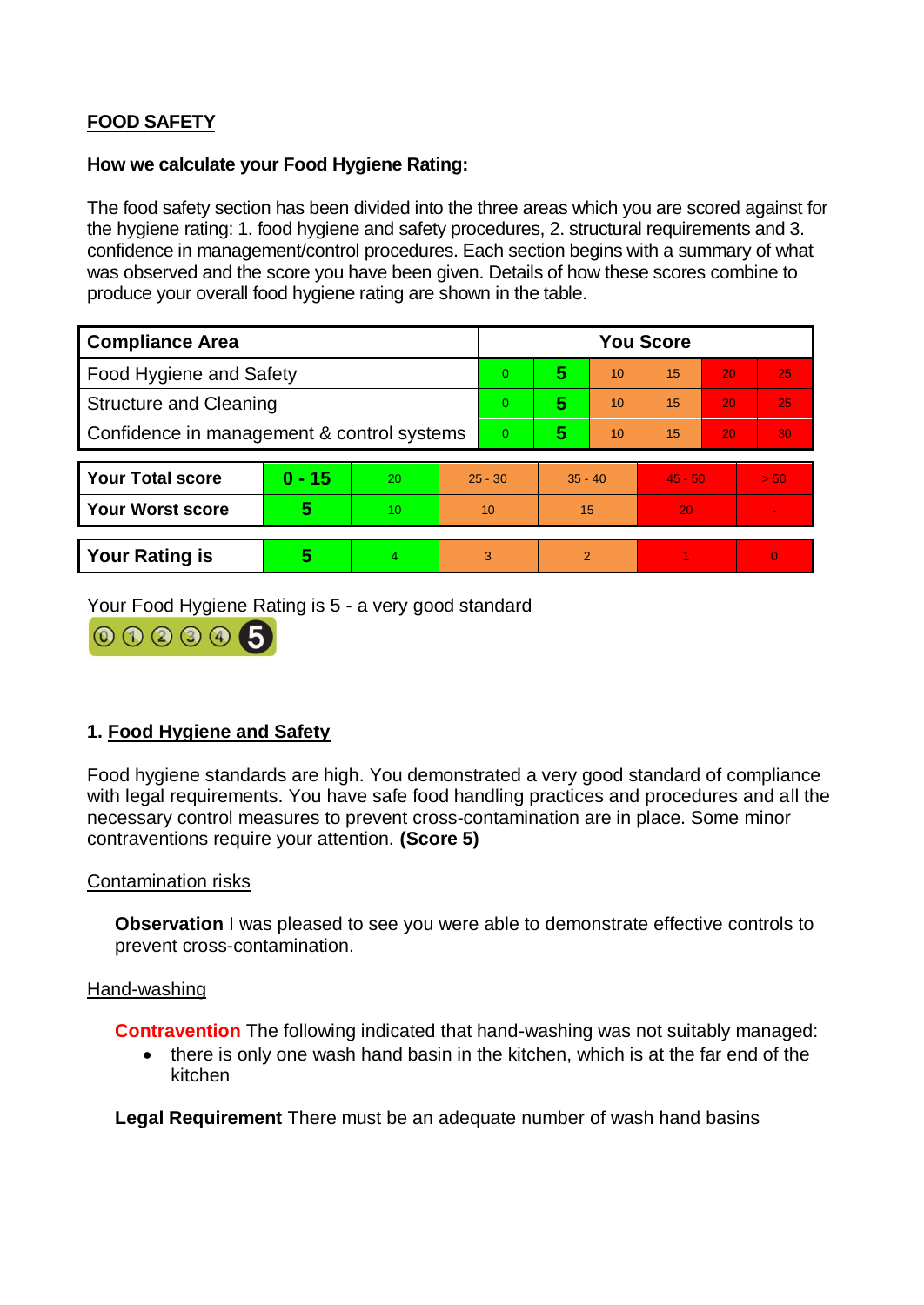## FOOD SAFETY

**How we calculate your Food Hygiene Rating:**

The food safety section has been divided into the three areas which you are scored against for the hygiene rating: 1. food hygiene and safety procedures, 2. structural requirements and 3. confidence in management/control procedures. Each section begins with a summary of what was observed and the score you have been given. Details of how these scores combine to produce your overall food hygiene rating are shown in the table.

| Compliance Area | You Score | | | | | |
|---|---|---|---|---|---|---|
| Food Hygiene and Safety | 0 | **5** | 10 | 15 | 20 | 25 |
| Structure and Cleaning | 0 | **5** | 10 | 15 | 20 | 25 |
| Confidence in management & control systems | 0 | **5** | 10 | 15 | 20 | 30 |

| | | | | | | |
|---|---|---|---|---|---|---|
| **Your Total score** | **0 - 15** | 20 | 25 - 30 | 35 - 40 | 45 - 50 | > 50 |
| **Your Worst score** | **5** | 10 | 10 | 15 | 20 | - |

| | | | | | | |
|---|---|---|---|---|---|---|
| **Your Rating is** | **5** | 4 | 3 | 2 | 1 | 0 |

Your Food Hygiene Rating is 5 - a very good standard

### 1. Food Hygiene and Safety

Food hygiene standards are high. You demonstrated a very good standard of compliance with legal requirements. You have safe food handling practices and procedures and all the necessary control measures to prevent cross-contamination are in place. Some minor contraventions require your attention. **(Score 5)**

Contamination risks

**Observation** I was pleased to see you were able to demonstrate effective controls to prevent cross-contamination.

Hand-washing

**Contravention** The following indicated that hand-washing was not suitably managed:

- there is only one wash hand basin in the kitchen, which is at the far end of the kitchen

**Legal Requirement** There must be an adequate number of wash hand basins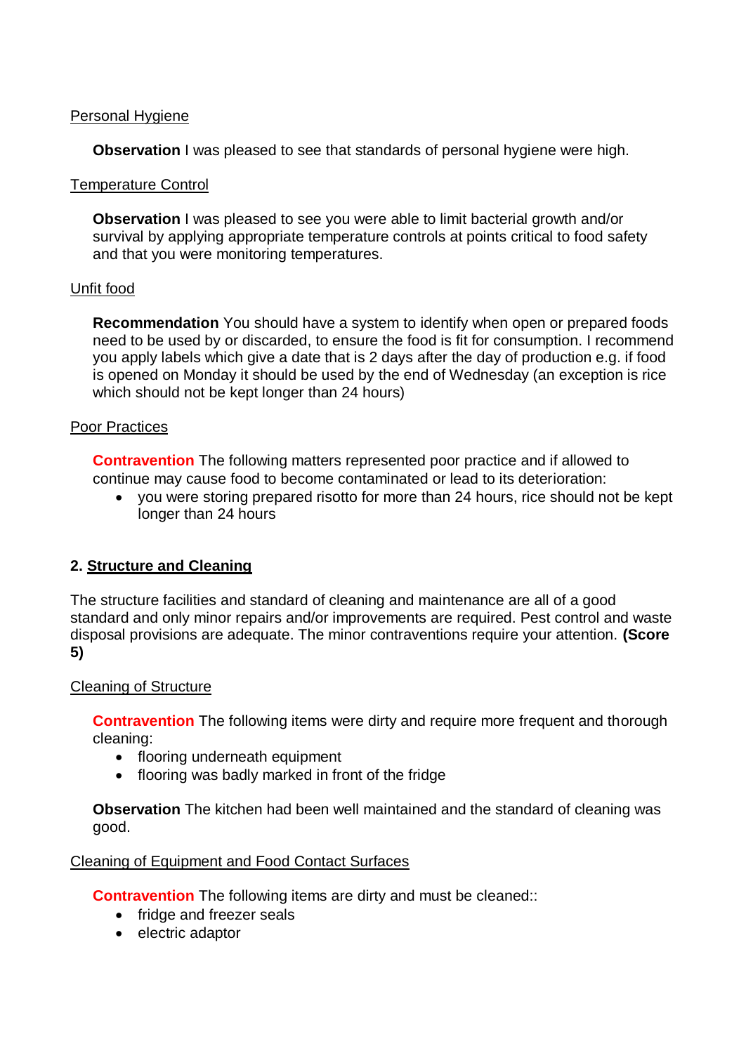Personal Hygiene

**Observation** I was pleased to see that standards of personal hygiene were high.

Temperature Control

**Observation** I was pleased to see you were able to limit bacterial growth and/or survival by applying appropriate temperature controls at points critical to food safety and that you were monitoring temperatures.

Unfit food

**Recommendation** You should have a system to identify when open or prepared foods need to be used by or discarded, to ensure the food is fit for consumption. I recommend you apply labels which give a date that is 2 days after the day of production e.g. if food is opened on Monday it should be used by the end of Wednesday (an exception is rice which should not be kept longer than 24 hours)

Poor Practices

**Contravention** The following matters represented poor practice and if allowed to continue may cause food to become contaminated or lead to its deterioration:

- you were storing prepared risotto for more than 24 hours, rice should not be kept longer than 24 hours

## 2. Structure and Cleaning

The structure facilities and standard of cleaning and maintenance are all of a good standard and only minor repairs and/or improvements are required. Pest control and waste disposal provisions are adequate. The minor contraventions require your attention. **(Score 5)**

Cleaning of Structure

**Contravention** The following items were dirty and require more frequent and thorough cleaning:

- flooring underneath equipment
- flooring was badly marked in front of the fridge

**Observation** The kitchen had been well maintained and the standard of cleaning was good.

Cleaning of Equipment and Food Contact Surfaces

**Contravention** The following items are dirty and must be cleaned::

- fridge and freezer seals
- electric adaptor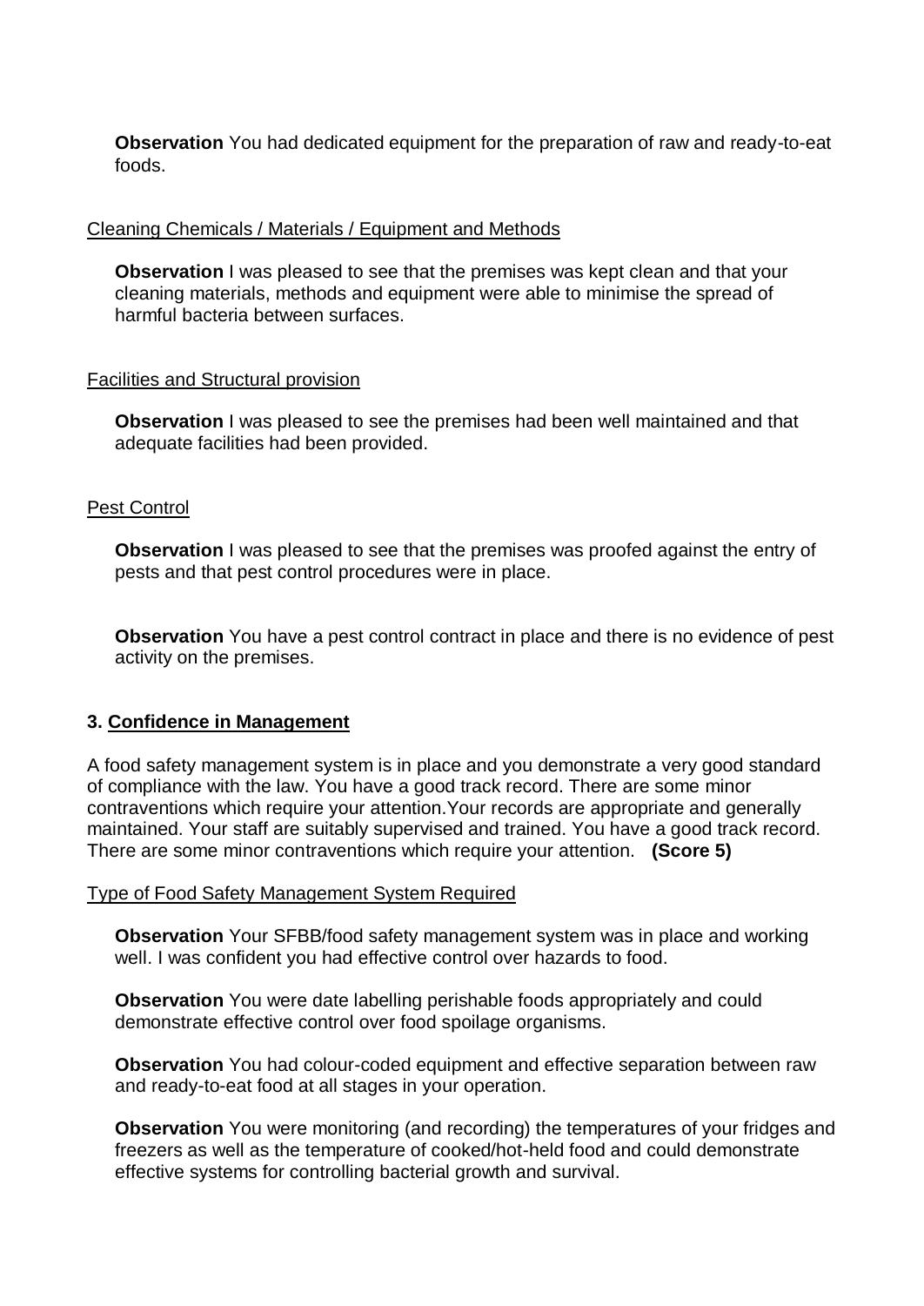**Observation** You had dedicated equipment for the preparation of raw and ready-to-eat foods.

Cleaning Chemicals / Materials / Equipment and Methods

**Observation** I was pleased to see that the premises was kept clean and that your cleaning materials, methods and equipment were able to minimise the spread of harmful bacteria between surfaces.

Facilities and Structural provision

**Observation** I was pleased to see the premises had been well maintained and that adequate facilities had been provided.

Pest Control

**Observation** I was pleased to see that the premises was proofed against the entry of pests and that pest control procedures were in place.

**Observation** You have a pest control contract in place and there is no evidence of pest activity on the premises.

### 3. Confidence in Management

A food safety management system is in place and you demonstrate a very good standard of compliance with the law. You have a good track record. There are some minor contraventions which require your attention.Your records are appropriate and generally maintained. Your staff are suitably supervised and trained. You have a good track record. There are some minor contraventions which require your attention. **(Score 5)**

Type of Food Safety Management System Required

**Observation** Your SFBB/food safety management system was in place and working well. I was confident you had effective control over hazards to food.

**Observation** You were date labelling perishable foods appropriately and could demonstrate effective control over food spoilage organisms.

**Observation** You had colour-coded equipment and effective separation between raw and ready-to-eat food at all stages in your operation.

**Observation** You were monitoring (and recording) the temperatures of your fridges and freezers as well as the temperature of cooked/hot-held food and could demonstrate effective systems for controlling bacterial growth and survival.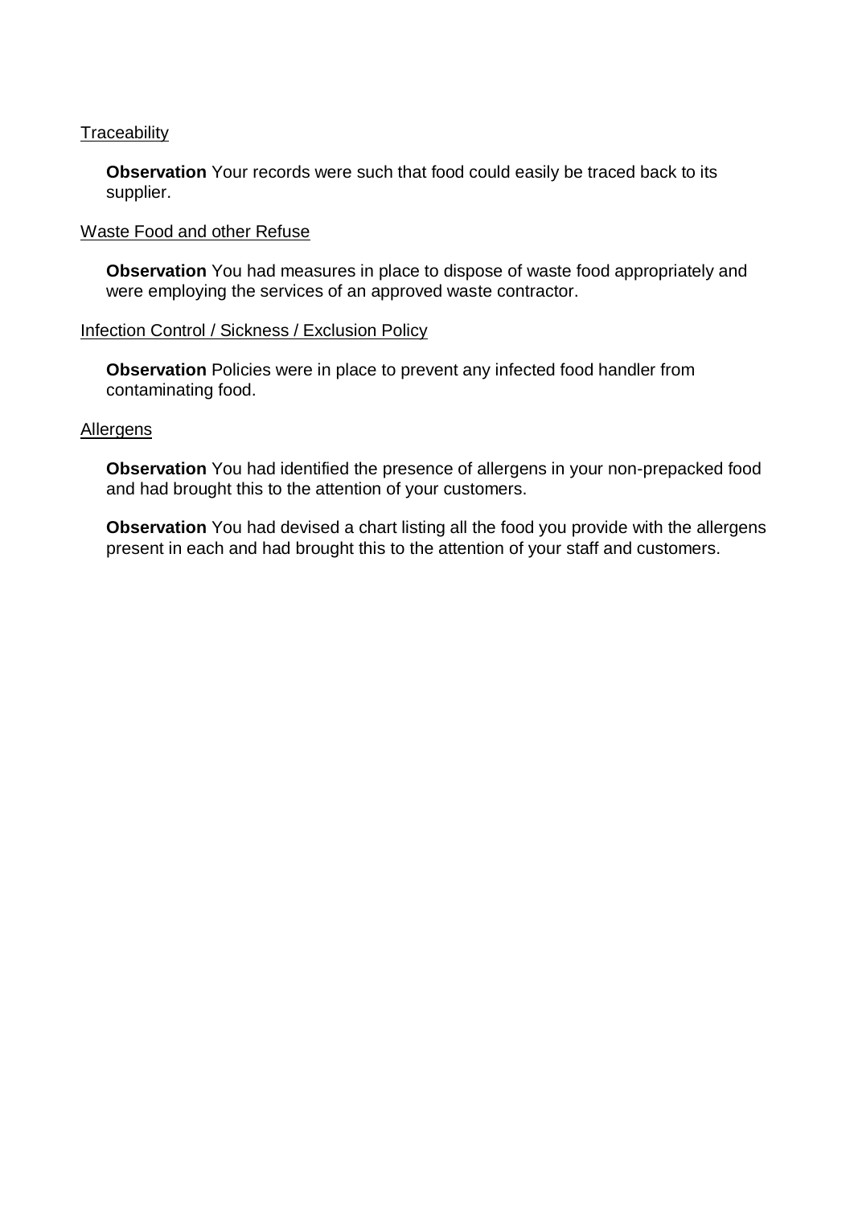<u>Traceability</u>

**Observation** Your records were such that food could easily be traced back to its supplier.

<u>Waste Food and other Refuse</u>

**Observation** You had measures in place to dispose of waste food appropriately and were employing the services of an approved waste contractor.

<u>Infection Control / Sickness / Exclusion Policy</u>

**Observation** Policies were in place to prevent any infected food handler from contaminating food.

<u>Allergens</u>

**Observation** You had identified the presence of allergens in your non-prepacked food and had brought this to the attention of your customers.

**Observation** You had devised a chart listing all the food you provide with the allergens present in each and had brought this to the attention of your staff and customers.